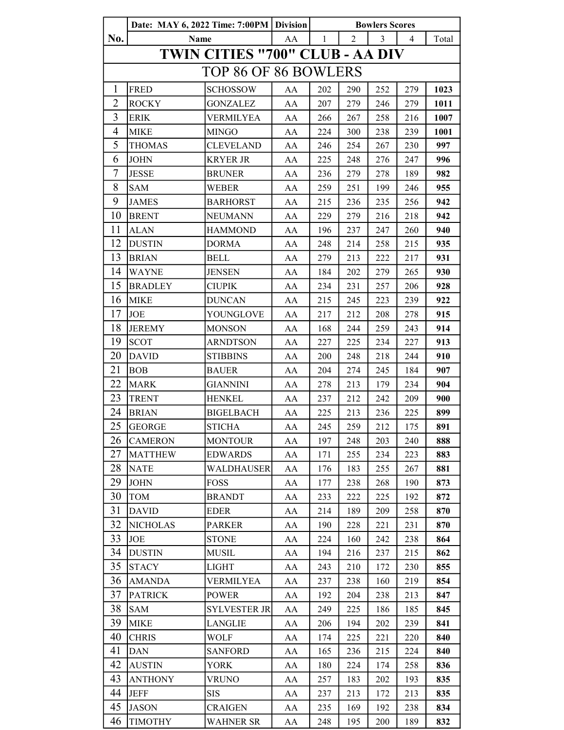| No. | Date: MAY 6, 2022 Time: 7:00PM | | Division | Bowlers Scores | | | | |
|---|---|---|---|---|---|---|---|---|
| | Name | | AA | 1 | 2 | 3 | 4 | Total |
| **TWIN CITIES "700" CLUB - AA DIV** | | | | | | | | |
| TOP 86 OF 86 BOWLERS | | | | | | | | |
| 1 | FRED | SCHOSSOW | AA | 202 | 290 | 252 | 279 | **1023** |
| 2 | ROCKY | GONZALEZ | AA | 207 | 279 | 246 | 279 | **1011** |
| 3 | ERIK | VERMILYEA | AA | 266 | 267 | 258 | 216 | **1007** |
| 4 | MIKE | MINGO | AA | 224 | 300 | 238 | 239 | **1001** |
| 5 | THOMAS | CLEVELAND | AA | 246 | 254 | 267 | 230 | **997** |
| 6 | JOHN | KRYER JR | AA | 225 | 248 | 276 | 247 | **996** |
| 7 | JESSE | BRUNER | AA | 236 | 279 | 278 | 189 | **982** |
| 8 | SAM | WEBER | AA | 259 | 251 | 199 | 246 | **955** |
| 9 | JAMES | BARHORST | AA | 215 | 236 | 235 | 256 | **942** |
| 10 | BRENT | NEUMANN | AA | 229 | 279 | 216 | 218 | **942** |
| 11 | ALAN | HAMMOND | AA | 196 | 237 | 247 | 260 | **940** |
| 12 | DUSTIN | DORMA | AA | 248 | 214 | 258 | 215 | **935** |
| 13 | BRIAN | BELL | AA | 279 | 213 | 222 | 217 | **931** |
| 14 | WAYNE | JENSEN | AA | 184 | 202 | 279 | 265 | **930** |
| 15 | BRADLEY | CIUPIK | AA | 234 | 231 | 257 | 206 | **928** |
| 16 | MIKE | DUNCAN | AA | 215 | 245 | 223 | 239 | **922** |
| 17 | JOE | YOUNGLOVE | AA | 217 | 212 | 208 | 278 | **915** |
| 18 | JEREMY | MONSON | AA | 168 | 244 | 259 | 243 | **914** |
| 19 | SCOT | ARNDTSON | AA | 227 | 225 | 234 | 227 | **913** |
| 20 | DAVID | STIBBINS | AA | 200 | 248 | 218 | 244 | **910** |
| 21 | BOB | BAUER | AA | 204 | 274 | 245 | 184 | **907** |
| 22 | MARK | GIANNINI | AA | 278 | 213 | 179 | 234 | **904** |
| 23 | TRENT | HENKEL | AA | 237 | 212 | 242 | 209 | **900** |
| 24 | BRIAN | BIGELBACH | AA | 225 | 213 | 236 | 225 | **899** |
| 25 | GEORGE | STICHA | AA | 245 | 259 | 212 | 175 | **891** |
| 26 | CAMERON | MONTOUR | AA | 197 | 248 | 203 | 240 | **888** |
| 27 | MATTHEW | EDWARDS | AA | 171 | 255 | 234 | 223 | **883** |
| 28 | NATE | WALDHAUSER | AA | 176 | 183 | 255 | 267 | **881** |
| 29 | JOHN | FOSS | AA | 177 | 238 | 268 | 190 | **873** |
| 30 | TOM | BRANDT | AA | 233 | 222 | 225 | 192 | **872** |
| 31 | DAVID | EDER | AA | 214 | 189 | 209 | 258 | **870** |
| 32 | NICHOLAS | PARKER | AA | 190 | 228 | 221 | 231 | **870** |
| 33 | JOE | STONE | AA | 224 | 160 | 242 | 238 | **864** |
| 34 | DUSTIN | MUSIL | AA | 194 | 216 | 237 | 215 | **862** |
| 35 | STACY | LIGHT | AA | 243 | 210 | 172 | 230 | **855** |
| 36 | AMANDA | VERMILYEA | AA | 237 | 238 | 160 | 219 | **854** |
| 37 | PATRICK | POWER | AA | 192 | 204 | 238 | 213 | **847** |
| 38 | SAM | SYLVESTER JR | AA | 249 | 225 | 186 | 185 | **845** |
| 39 | MIKE | LANGLIE | AA | 206 | 194 | 202 | 239 | **841** |
| 40 | CHRIS | WOLF | AA | 174 | 225 | 221 | 220 | **840** |
| 41 | DAN | SANFORD | AA | 165 | 236 | 215 | 224 | **840** |
| 42 | AUSTIN | YORK | AA | 180 | 224 | 174 | 258 | **836** |
| 43 | ANTHONY | VRUNO | AA | 257 | 183 | 202 | 193 | **835** |
| 44 | JEFF | SIS | AA | 237 | 213 | 172 | 213 | **835** |
| 45 | JASON | CRAIGEN | AA | 235 | 169 | 192 | 238 | **834** |
| 46 | TIMOTHY | WAHNER SR | AA | 248 | 195 | 200 | 189 | **832** |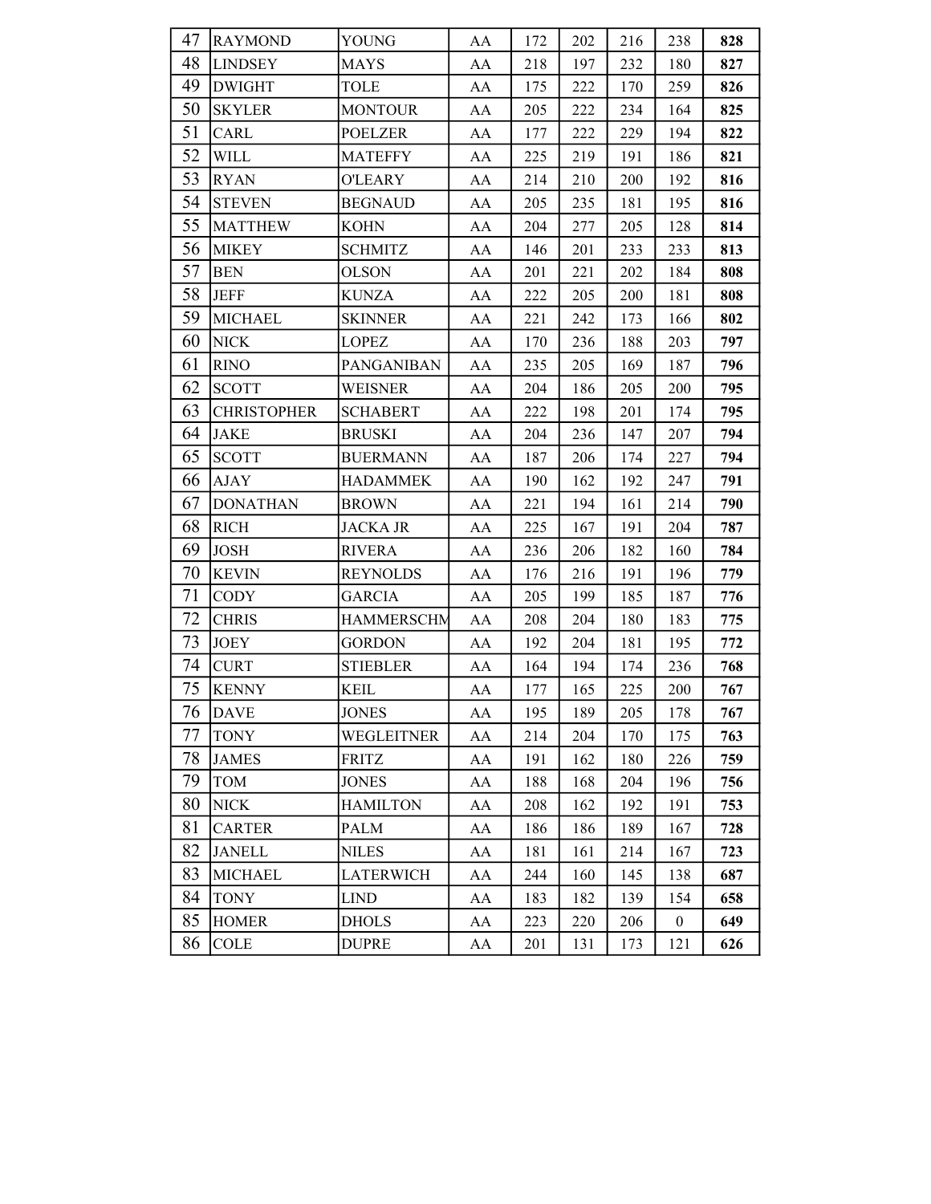| | | | | | | | | |
|---|---|---|---|---|---|---|---|---|
| 47 | RAYMOND | YOUNG | AA | 172 | 202 | 216 | 238 | **828** |
| 48 | LINDSEY | MAYS | AA | 218 | 197 | 232 | 180 | **827** |
| 49 | DWIGHT | TOLE | AA | 175 | 222 | 170 | 259 | **826** |
| 50 | SKYLER | MONTOUR | AA | 205 | 222 | 234 | 164 | **825** |
| 51 | CARL | POELZER | AA | 177 | 222 | 229 | 194 | **822** |
| 52 | WILL | MATEFFY | AA | 225 | 219 | 191 | 186 | **821** |
| 53 | RYAN | O'LEARY | AA | 214 | 210 | 200 | 192 | **816** |
| 54 | STEVEN | BEGNAUD | AA | 205 | 235 | 181 | 195 | **816** |
| 55 | MATTHEW | KOHN | AA | 204 | 277 | 205 | 128 | **814** |
| 56 | MIKEY | SCHMITZ | AA | 146 | 201 | 233 | 233 | **813** |
| 57 | BEN | OLSON | AA | 201 | 221 | 202 | 184 | **808** |
| 58 | JEFF | KUNZA | AA | 222 | 205 | 200 | 181 | **808** |
| 59 | MICHAEL | SKINNER | AA | 221 | 242 | 173 | 166 | **802** |
| 60 | NICK | LOPEZ | AA | 170 | 236 | 188 | 203 | **797** |
| 61 | RINO | PANGANIBAN | AA | 235 | 205 | 169 | 187 | **796** |
| 62 | SCOTT | WEISNER | AA | 204 | 186 | 205 | 200 | **795** |
| 63 | CHRISTOPHER | SCHABERT | AA | 222 | 198 | 201 | 174 | **795** |
| 64 | JAKE | BRUSKI | AA | 204 | 236 | 147 | 207 | **794** |
| 65 | SCOTT | BUERMANN | AA | 187 | 206 | 174 | 227 | **794** |
| 66 | AJAY | HADAMMEK | AA | 190 | 162 | 192 | 247 | **791** |
| 67 | DONATHAN | BROWN | AA | 221 | 194 | 161 | 214 | **790** |
| 68 | RICH | JACKA JR | AA | 225 | 167 | 191 | 204 | **787** |
| 69 | JOSH | RIVERA | AA | 236 | 206 | 182 | 160 | **784** |
| 70 | KEVIN | REYNOLDS | AA | 176 | 216 | 191 | 196 | **779** |
| 71 | CODY | GARCIA | AA | 205 | 199 | 185 | 187 | **776** |
| 72 | CHRIS | HAMMERSCHM | AA | 208 | 204 | 180 | 183 | **775** |
| 73 | JOEY | GORDON | AA | 192 | 204 | 181 | 195 | **772** |
| 74 | CURT | STIEBLER | AA | 164 | 194 | 174 | 236 | **768** |
| 75 | KENNY | KEIL | AA | 177 | 165 | 225 | 200 | **767** |
| 76 | DAVE | JONES | AA | 195 | 189 | 205 | 178 | **767** |
| 77 | TONY | WEGLEITNER | AA | 214 | 204 | 170 | 175 | **763** |
| 78 | JAMES | FRITZ | AA | 191 | 162 | 180 | 226 | **759** |
| 79 | TOM | JONES | AA | 188 | 168 | 204 | 196 | **756** |
| 80 | NICK | HAMILTON | AA | 208 | 162 | 192 | 191 | **753** |
| 81 | CARTER | PALM | AA | 186 | 186 | 189 | 167 | **728** |
| 82 | JANELL | NILES | AA | 181 | 161 | 214 | 167 | **723** |
| 83 | MICHAEL | LATERWICH | AA | 244 | 160 | 145 | 138 | **687** |
| 84 | TONY | LIND | AA | 183 | 182 | 139 | 154 | **658** |
| 85 | HOMER | DHOLS | AA | 223 | 220 | 206 | 0 | **649** |
| 86 | COLE | DUPRE | AA | 201 | 131 | 173 | 121 | **626** |